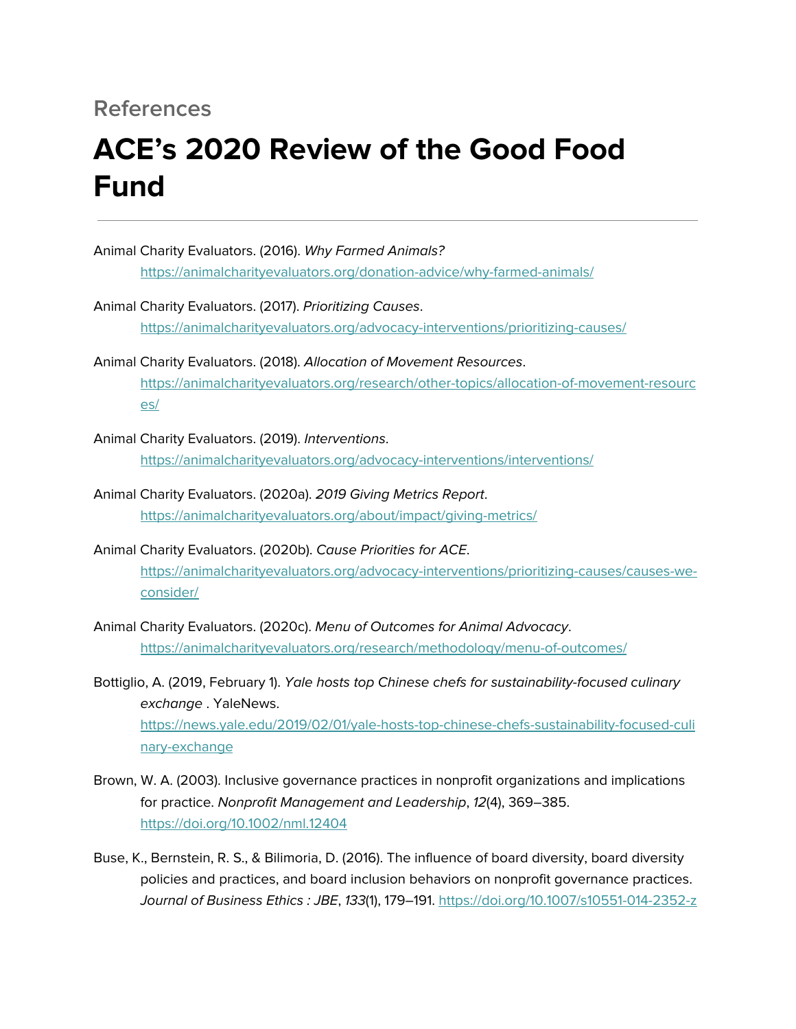## References

# ACE's 2020 Review of the Good Food Fund

---

Animal Charity Evaluators. (2016). *Why Farmed Animals?* https://animalcharityevaluators.org/donation-advice/why-farmed-animals/

Animal Charity Evaluators. (2017). *Prioritizing Causes*. https://animalcharityevaluators.org/advocacy-interventions/prioritizing-causes/

Animal Charity Evaluators. (2018). *Allocation of Movement Resources*. https://animalcharityevaluators.org/research/other-topics/allocation-of-movement-resources/

Animal Charity Evaluators. (2019). *Interventions*. https://animalcharityevaluators.org/advocacy-interventions/interventions/

Animal Charity Evaluators. (2020a). *2019 Giving Metrics Report*. https://animalcharityevaluators.org/about/impact/giving-metrics/

Animal Charity Evaluators. (2020b). *Cause Priorities for ACE*. https://animalcharityevaluators.org/advocacy-interventions/prioritizing-causes/causes-we-consider/

Animal Charity Evaluators. (2020c). *Menu of Outcomes for Animal Advocacy*. https://animalcharityevaluators.org/research/methodology/menu-of-outcomes/

Bottiglio, A. (2019, February 1). *Yale hosts top Chinese chefs for sustainability-focused culinary exchange* . YaleNews. https://news.yale.edu/2019/02/01/yale-hosts-top-chinese-chefs-sustainability-focused-culinary-exchange

Brown, W. A. (2003). Inclusive governance practices in nonprofit organizations and implications for practice. *Nonprofit Management and Leadership*, *12*(4), 369–385. https://doi.org/10.1002/nml.12404

Buse, K., Bernstein, R. S., & Bilimoria, D. (2016). The influence of board diversity, board diversity policies and practices, and board inclusion behaviors on nonprofit governance practices. *Journal of Business Ethics : JBE*, *133*(1), 179–191. https://doi.org/10.1007/s10551-014-2352-z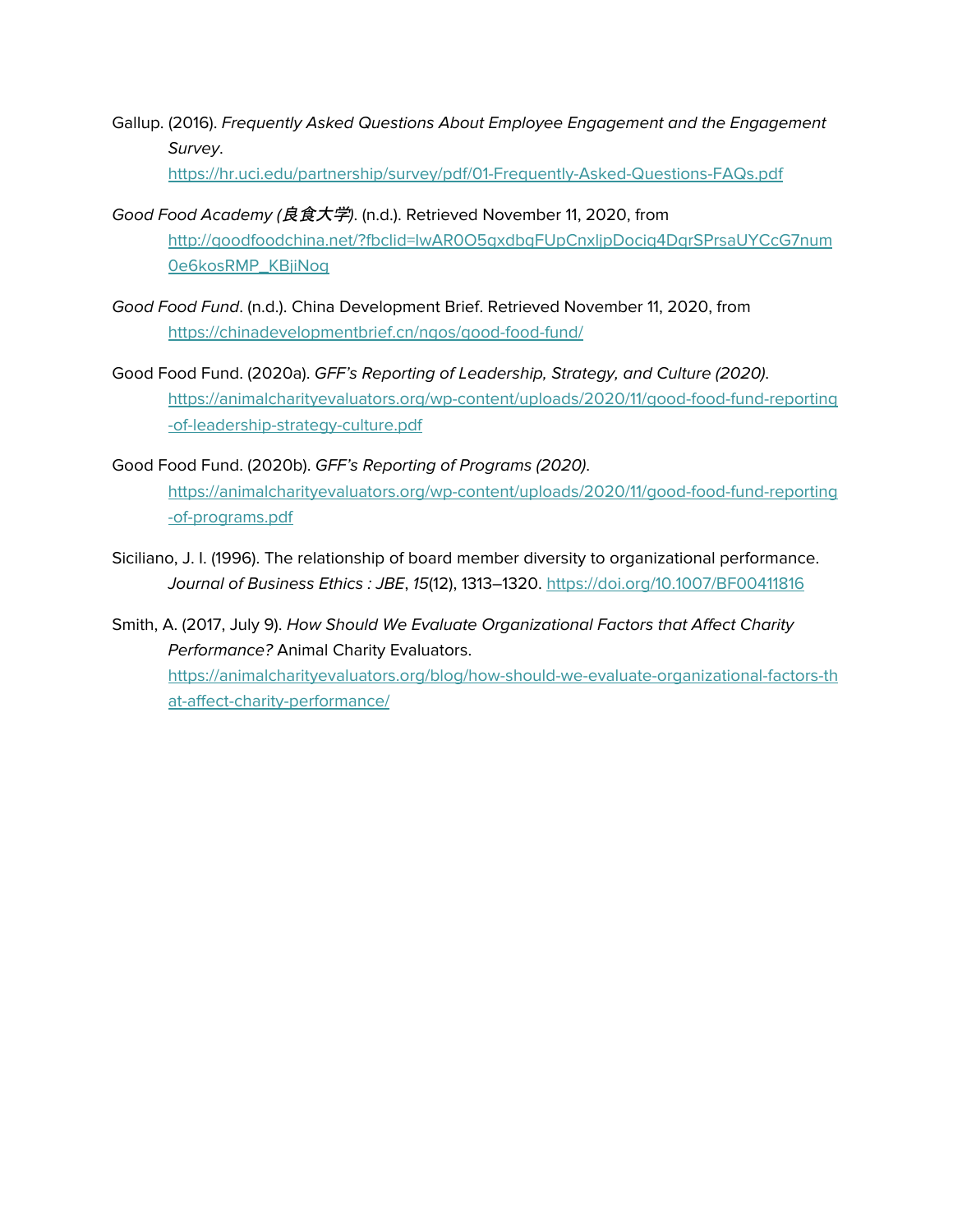Gallup. (2016). *Frequently Asked Questions About Employee Engagement and the Engagement Survey*. https://hr.uci.edu/partnership/survey/pdf/01-Frequently-Asked-Questions-FAQs.pdf

*Good Food Academy (良食大学)*. (n.d.). Retrieved November 11, 2020, from http://goodfoodchina.net/?fbclid=IwAR0O5gxdbgFUpCnxljpDociq4DqrSPrsaUYCcG7num0e6kosRMP_KBjiNog

*Good Food Fund*. (n.d.). China Development Brief. Retrieved November 11, 2020, from https://chinadevelopmentbrief.cn/ngos/good-food-fund/

Good Food Fund. (2020a). *GFF's Reporting of Leadership, Strategy, and Culture (2020).* https://animalcharityevaluators.org/wp-content/uploads/2020/11/good-food-fund-reporting-of-leadership-strategy-culture.pdf

Good Food Fund. (2020b). *GFF's Reporting of Programs (2020).* https://animalcharityevaluators.org/wp-content/uploads/2020/11/good-food-fund-reporting-of-programs.pdf

Siciliano, J. I. (1996). The relationship of board member diversity to organizational performance. *Journal of Business Ethics : JBE*, *15*(12), 1313–1320. https://doi.org/10.1007/BF00411816

Smith, A. (2017, July 9). *How Should We Evaluate Organizational Factors that Affect Charity Performance?* Animal Charity Evaluators. https://animalcharityevaluators.org/blog/how-should-we-evaluate-organizational-factors-that-affect-charity-performance/